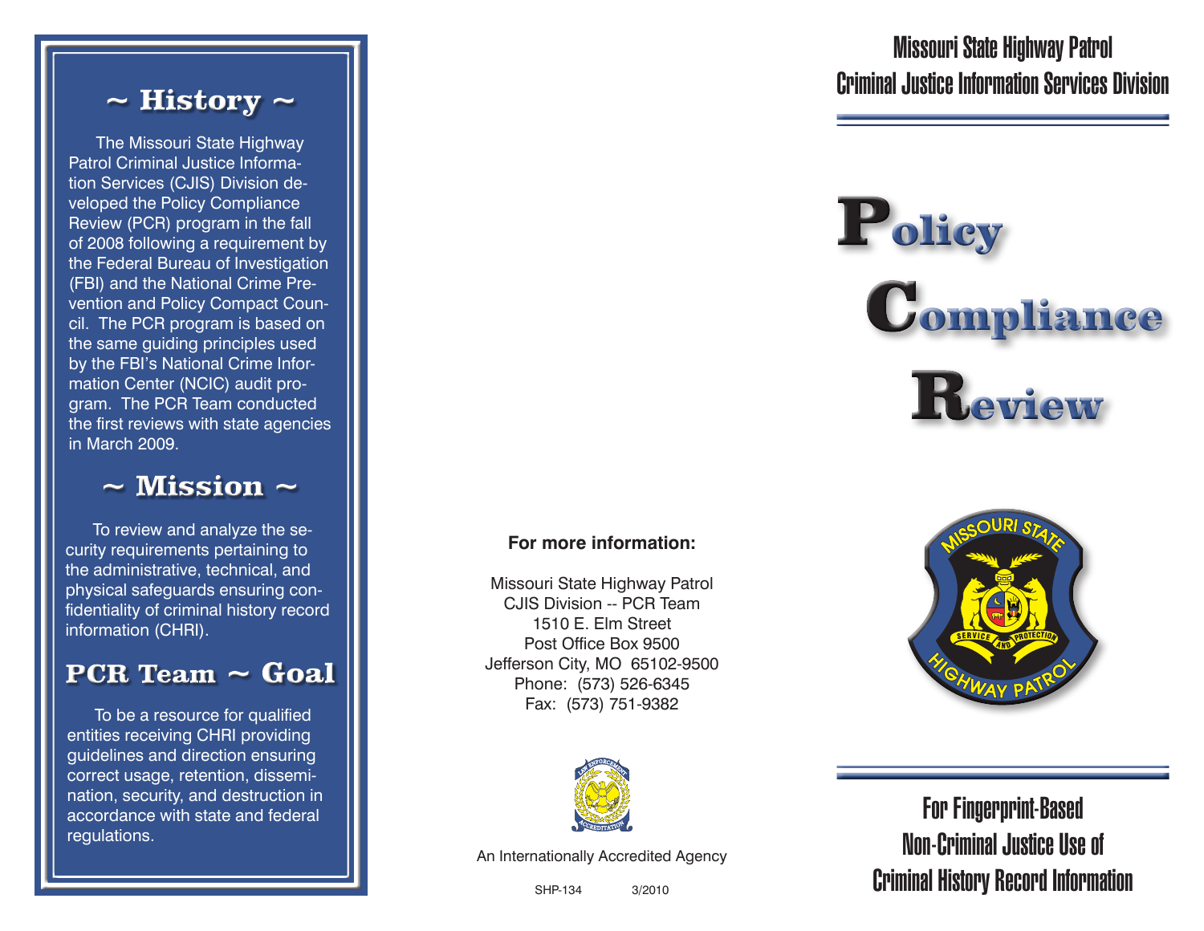## ~ History ~

The Missouri State Highway Patrol Criminal Justice Information Services (CJIS) Division developed the Policy Compliance Review (PCR) program in the fall of 2008 following a requirement by the Federal Bureau of Investigation (FBI) and the National Crime Prevention and Policy Compact Council. The PCR program is based on the same guiding principles used by the FBI's National Crime Information Center (NCIC) audit program. The PCR Team conducted the first reviews with state agencies in March 2009.

## ~ Mission ~

To review and analyze the security requirements pertaining to the administrative, technical, and physical safeguards ensuring confidentiality of criminal history record information (CHRI).

## PCR Team ~ Goal

To be a resource for qualified entities receiving CHRI providing guidelines and direction ensuring correct usage, retention, dissemination, security, and destruction in accordance with state and federal regulations.

**For more information:**

Missouri State Highway Patrol
CJIS Division -- PCR Team
1510 E. Elm Street
Post Office Box 9500
Jefferson City, MO 65102-9500
Phone: (573) 526-6345
Fax: (573) 751-9382

An Internationally Accredited Agency

SHP-134 3/2010

# Missouri State Highway Patrol
# Criminal Justice Information Services Division

# Policy Compliance Review

For Fingerprint-Based Non-Criminal Justice Use of Criminal History Record Information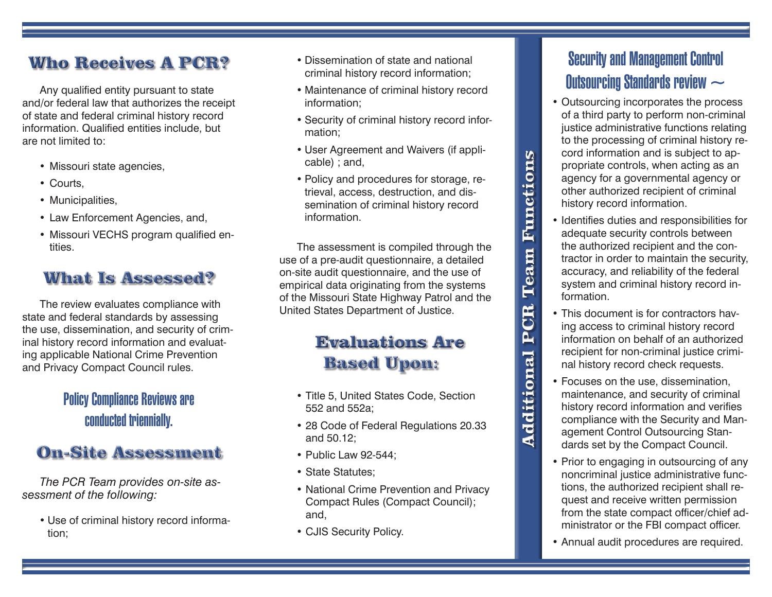## Who Receives A PCR?

Any qualified entity pursuant to state and/or federal law that authorizes the receipt of state and federal criminal history record information. Qualified entities include, but are not limited to:

- Missouri state agencies,
- Courts,
- Municipalities,
- Law Enforcement Agencies, and,
- Missouri VECHS program qualified entities.

## What Is Assessed?

The review evaluates compliance with state and federal standards by assessing the use, dissemination, and security of criminal history record information and evaluating applicable National Crime Prevention and Privacy Compact Council rules.

**Policy Compliance Reviews are conducted triennially.**

## On-Site Assessment

*The PCR Team provides on-site assessment of the following:*

- Use of criminal history record information;
- Dissemination of state and national criminal history record information;
- Maintenance of criminal history record information;
- Security of criminal history record information;
- User Agreement and Waivers (if applicable) ; and,
- Policy and procedures for storage, retrieval, access, destruction, and dissemination of criminal history record information.

The assessment is compiled through the use of a pre-audit questionnaire, a detailed on-site audit questionnaire, and the use of empirical data originating from the systems of the Missouri State Highway Patrol and the United States Department of Justice.

## Evaluations Are Based Upon:

- Title 5, United States Code, Section 552 and 552a;
- 28 Code of Federal Regulations 20.33 and 50.12;
- Public Law 92-544;
- State Statutes;
- National Crime Prevention and Privacy Compact Rules (Compact Council); and,
- CJIS Security Policy.

## Additional PCR Team Functions

### Security and Management Control Outsourcing Standards review ~

- Outsourcing incorporates the process of a third party to perform non-criminal justice administrative functions relating to the processing of criminal history record information and is subject to appropriate controls, when acting as an agency for a governmental agency or other authorized recipient of criminal history record information.
- Identifies duties and responsibilities for adequate security controls between the authorized recipient and the contractor in order to maintain the security, accuracy, and reliability of the federal system and criminal history record information.
- This document is for contractors having access to criminal history record information on behalf of an authorized recipient for non-criminal justice criminal history record check requests.
- Focuses on the use, dissemination, maintenance, and security of criminal history record information and verifies compliance with the Security and Management Control Outsourcing Standards set by the Compact Council.
- Prior to engaging in outsourcing of any noncriminal justice administrative functions, the authorized recipient shall request and receive written permission from the state compact officer/chief administrator or the FBI compact officer.
- Annual audit procedures are required.